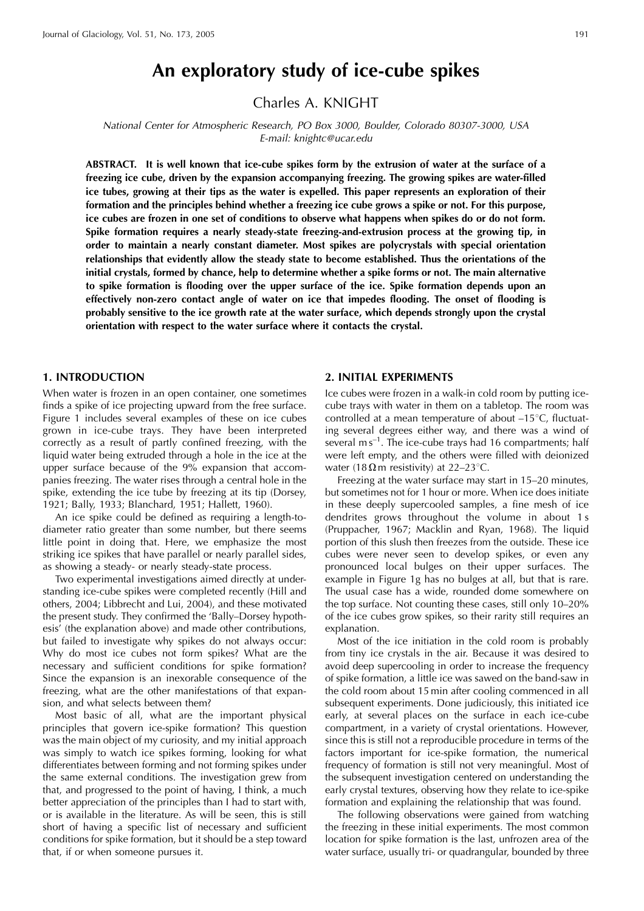# An exploratory study of ice-cube spikes

Charles A. KNIGHT

*National Center for Atmospheric Research, PO Box 3000, Boulder, Colorado 80307-3000, USA*
*E-mail: knightc@ucar.edu*

**ABSTRACT. It is well known that ice-cube spikes form by the extrusion of water at the surface of a freezing ice cube, driven by the expansion accompanying freezing. The growing spikes are water-filled ice tubes, growing at their tips as the water is expelled. This paper represents an exploration of their formation and the principles behind whether a freezing ice cube grows a spike or not. For this purpose, ice cubes are frozen in one set of conditions to observe what happens when spikes do or do not form. Spike formation requires a nearly steady-state freezing-and-extrusion process at the growing tip, in order to maintain a nearly constant diameter. Most spikes are polycrystals with special orientation relationships that evidently allow the steady state to become established. Thus the orientations of the initial crystals, formed by chance, help to determine whether a spike forms or not. The main alternative to spike formation is flooding over the upper surface of the ice. Spike formation depends upon an effectively non-zero contact angle of water on ice that impedes flooding. The onset of flooding is probably sensitive to the ice growth rate at the water surface, which depends strongly upon the crystal orientation with respect to the water surface where it contacts the crystal.**

## 1. INTRODUCTION

When water is frozen in an open container, one sometimes finds a spike of ice projecting upward from the free surface. Figure 1 includes several examples of these on ice cubes grown in ice-cube trays. They have been interpreted correctly as a result of partly confined freezing, with the liquid water being extruded through a hole in the ice at the upper surface because of the 9% expansion that accompanies freezing. The water rises through a central hole in the spike, extending the ice tube by freezing at its tip (Dorsey, 1921; Bally, 1933; Blanchard, 1951; Hallett, 1960).

An ice spike could be defined as requiring a length-to-diameter ratio greater than some number, but there seems little point in doing that. Here, we emphasize the most striking ice spikes that have parallel or nearly parallel sides, as showing a steady- or nearly steady-state process.

Two experimental investigations aimed directly at understanding ice-cube spikes were completed recently (Hill and others, 2004; Libbrecht and Lui, 2004), and these motivated the present study. They confirmed the 'Bally–Dorsey hypothesis' (the explanation above) and made other contributions, but failed to investigate why spikes do not always occur: Why do most ice cubes not form spikes? What are the necessary and sufficient conditions for spike formation? Since the expansion is an inexorable consequence of the freezing, what are the other manifestations of that expansion, and what selects between them?

Most basic of all, what are the important physical principles that govern ice-spike formation? This question was the main object of my curiosity, and my initial approach was simply to watch ice spikes forming, looking for what differentiates between forming and not forming spikes under the same external conditions. The investigation grew from that, and progressed to the point of having, I think, a much better appreciation of the principles than I had to start with, or is available in the literature. As will be seen, this is still short of having a specific list of necessary and sufficient conditions for spike formation, but it should be a step toward that, if or when someone pursues it.

## 2. INITIAL EXPERIMENTS

Ice cubes were frozen in a walk-in cold room by putting ice-cube trays with water in them on a tabletop. The room was controlled at a mean temperature of about –15°C, fluctuating several degrees either way, and there was a wind of several $m\,s^{-1}$. The ice-cube trays had 16 compartments; half were left empty, and the others were filled with deionized water (18 $\Omega$ m resistivity) at 22–23°C.

Freezing at the water surface may start in 15–20 minutes, but sometimes not for 1 hour or more. When ice does initiate in these deeply supercooled samples, a fine mesh of ice dendrites grows throughout the volume in about 1 s (Pruppacher, 1967; Macklin and Ryan, 1968). The liquid portion of this slush then freezes from the outside. These ice cubes were never seen to develop spikes, or even any pronounced local bulges on their upper surfaces. The example in Figure 1g has no bulges at all, but that is rare. The usual case has a wide, rounded dome somewhere on the top surface. Not counting these cases, still only 10–20% of the ice cubes grow spikes, so their rarity still requires an explanation.

Most of the ice initiation in the cold room is probably from tiny ice crystals in the air. Because it was desired to avoid deep supercooling in order to increase the frequency of spike formation, a little ice was sawed on the band-saw in the cold room about 15 min after cooling commenced in all subsequent experiments. Done judiciously, this initiated ice early, at several places on the surface in each ice-cube compartment, in a variety of crystal orientations. However, since this is still not a reproducible procedure in terms of the factors important for ice-spike formation, the numerical frequency of formation is still not very meaningful. Most of the subsequent investigation centered on understanding the early crystal textures, observing how they relate to ice-spike formation and explaining the relationship that was found.

The following observations were gained from watching the freezing in these initial experiments. The most common location for spike formation is the last, unfrozen area of the water surface, usually tri- or quadrangular, bounded by three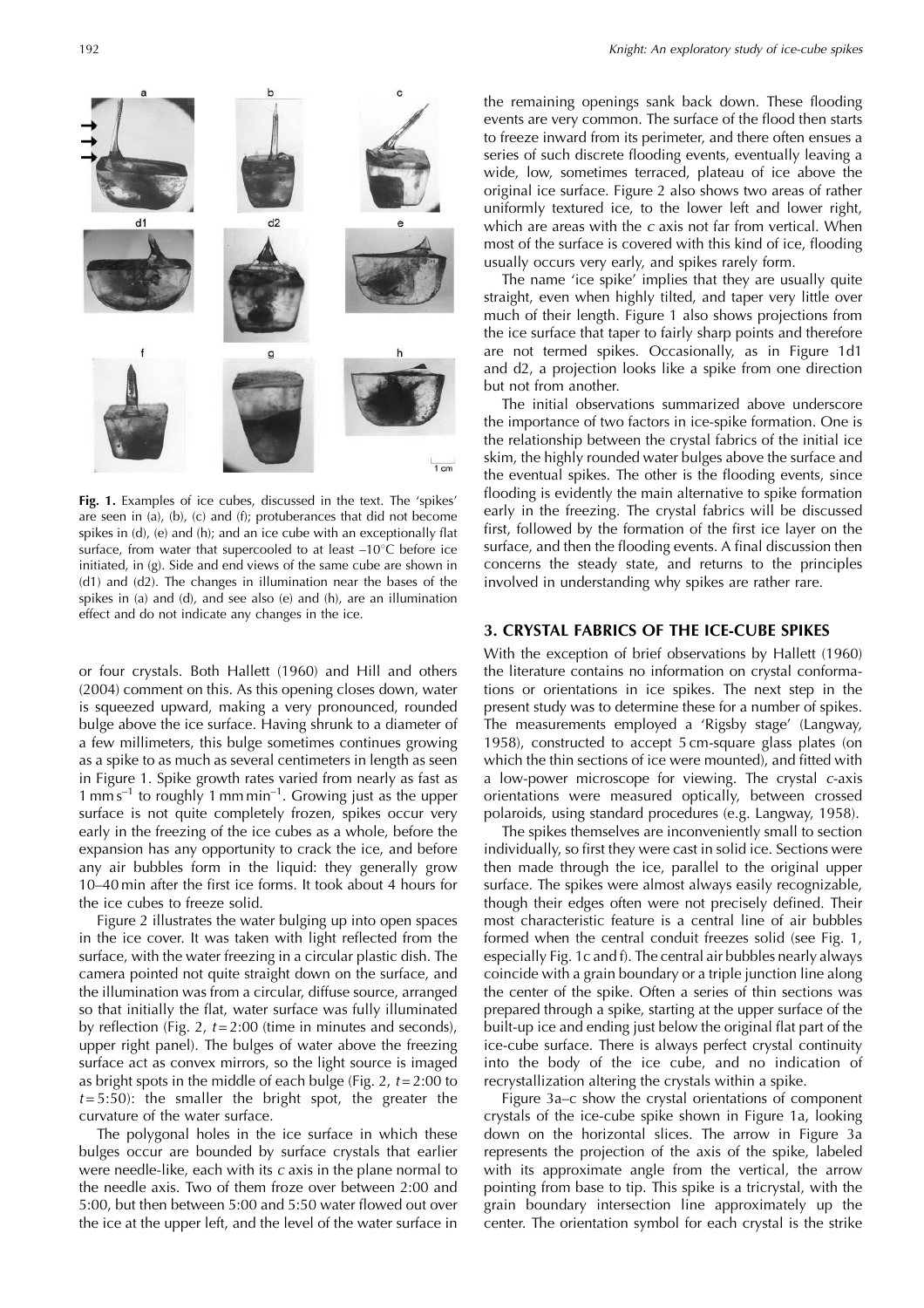Fig. 1. Examples of ice cubes, discussed in the text. The 'spikes' are seen in (a), (b), (c) and (f); protuberances that did not become spikes in (d), (e) and (h); and an ice cube with an exceptionally flat surface, from water that supercooled to at least –10°C before ice initiated, in (g). Side and end views of the same cube are shown in (d1) and (d2). The changes in illumination near the bases of the spikes in (a) and (d), and see also (e) and (h), are an illumination effect and do not indicate any changes in the ice.

or four crystals. Both Hallett (1960) and Hill and others (2004) comment on this. As this opening closes down, water is squeezed upward, making a very pronounced, rounded bulge above the ice surface. Having shrunk to a diameter of a few millimeters, this bulge sometimes continues growing as a spike to as much as several centimeters in length as seen in Figure 1. Spike growth rates varied from nearly as fast as $1\ \mathrm{mm\,s^{-1}}$ to roughly $1\ \mathrm{mm\,min^{-1}}$. Growing just as the upper surface is not quite completely frozen, spikes occur very early in the freezing of the ice cubes as a whole, before the expansion has any opportunity to crack the ice, and before any air bubbles form in the liquid: they generally grow 10–40 min after the first ice forms. It took about 4 hours for the ice cubes to freeze solid.

Figure 2 illustrates the water bulging up into open spaces in the ice cover. It was taken with light reflected from the surface, with the water freezing in a circular plastic dish. The camera pointed not quite straight down on the surface, and the illumination was from a circular, diffuse source, arranged so that initially the flat, water surface was fully illuminated by reflection (Fig. 2, $t = 2{:}00$ (time in minutes and seconds), upper right panel). The bulges of water above the freezing surface act as convex mirrors, so the light source is imaged as bright spots in the middle of each bulge (Fig. 2, $t = 2{:}00$ to $t = 5{:}50$): the smaller the bright spot, the greater the curvature of the water surface.

The polygonal holes in the ice surface in which these bulges occur are bounded by surface crystals that earlier were needle-like, each with its *c* axis in the plane normal to the needle axis. Two of them froze over between 2:00 and 5:00, but then between 5:00 and 5:50 water flowed out over the ice at the upper left, and the level of the water surface in the remaining openings sank back down. These flooding events are very common. The surface of the flood then starts to freeze inward from its perimeter, and there often ensues a series of such discrete flooding events, eventually leaving a wide, low, sometimes terraced, plateau of ice above the original ice surface. Figure 2 also shows two areas of rather uniformly textured ice, to the lower left and lower right, which are areas with the *c* axis not far from vertical. When most of the surface is covered with this kind of ice, flooding usually occurs very early, and spikes rarely form.

The name 'ice spike' implies that they are usually quite straight, even when highly tilted, and taper very little over much of their length. Figure 1 also shows projections from the ice surface that taper to fairly sharp points and therefore are not termed spikes. Occasionally, as in Figure 1d1 and d2, a projection looks like a spike from one direction but not from another.

The initial observations summarized above underscore the importance of two factors in ice-spike formation. One is the relationship between the crystal fabrics of the initial ice skim, the highly rounded water bulges above the surface and the eventual spikes. The other is the flooding events, since flooding is evidently the main alternative to spike formation early in the freezing. The crystal fabrics will be discussed first, followed by the formation of the first ice layer on the surface, and then the flooding events. A final discussion then concerns the steady state, and returns to the principles involved in understanding why spikes are rather rare.

## 3. CRYSTAL FABRICS OF THE ICE-CUBE SPIKES

With the exception of brief observations by Hallett (1960) the literature contains no information on crystal conformations or orientations in ice spikes. The next step in the present study was to determine these for a number of spikes. The measurements employed a 'Rigsby stage' (Langway, 1958), constructed to accept 5 cm-square glass plates (on which the thin sections of ice were mounted), and fitted with a low-power microscope for viewing. The crystal *c*-axis orientations were measured optically, between crossed polaroids, using standard procedures (e.g. Langway, 1958).

The spikes themselves are inconveniently small to section individually, so first they were cast in solid ice. Sections were then made through the ice, parallel to the original upper surface. The spikes were almost always easily recognizable, though their edges often were not precisely defined. Their most characteristic feature is a central line of air bubbles formed when the central conduit freezes solid (see Fig. 1, especially Fig. 1c and f). The central air bubbles nearly always coincide with a grain boundary or a triple junction line along the center of the spike. Often a series of thin sections was prepared through a spike, starting at the upper surface of the built-up ice and ending just below the original flat part of the ice-cube surface. There is always perfect crystal continuity into the body of the ice cube, and no indication of recrystallization altering the crystals within a spike.

Figure 3a–c show the crystal orientations of component crystals of the ice-cube spike shown in Figure 1a, looking down on the horizontal slices. The arrow in Figure 3a represents the projection of the axis of the spike, labeled with its approximate angle from the vertical, the arrow pointing from base to tip. This spike is a tricrystal, with the grain boundary intersection line approximately up the center. The orientation symbol for each crystal is the strike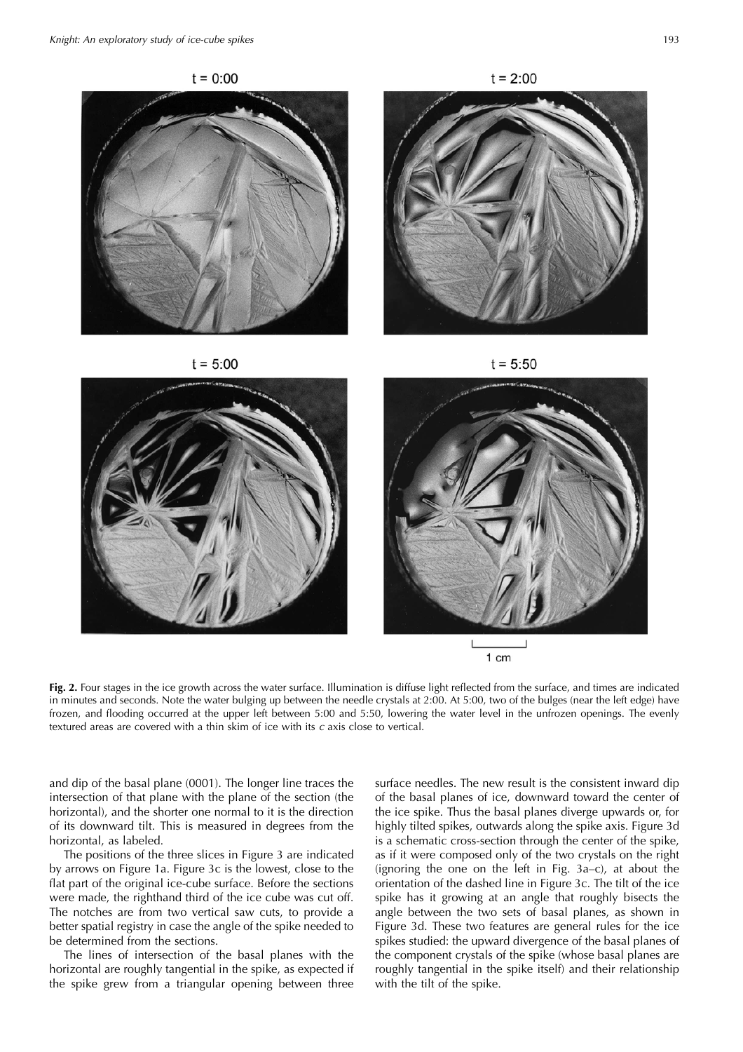t = 0:00

t = 2:00

t = 5:00

t = 5:50

1 cm

**Fig. 2.** Four stages in the ice growth across the water surface. Illumination is diffuse light reflected from the surface, and times are indicated in minutes and seconds. Note the water bulging up between the needle crystals at 2:00. At 5:00, two of the bulges (near the left edge) have frozen, and flooding occurred at the upper left between 5:00 and 5:50, lowering the water level in the unfrozen openings. The evenly textured areas are covered with a thin skim of ice with its *c* axis close to vertical.

and dip of the basal plane (0001). The longer line traces the intersection of that plane with the plane of the section (the horizontal), and the shorter one normal to it is the direction of its downward tilt. This is measured in degrees from the horizontal, as labeled.

The positions of the three slices in Figure 3 are indicated by arrows on Figure 1a. Figure 3c is the lowest, close to the flat part of the original ice-cube surface. Before the sections were made, the righthand third of the ice cube was cut off. The notches are from two vertical saw cuts, to provide a better spatial registry in case the angle of the spike needed to be determined from the sections.

The lines of intersection of the basal planes with the horizontal are roughly tangential in the spike, as expected if the spike grew from a triangular opening between three surface needles. The new result is the consistent inward dip of the basal planes of ice, downward toward the center of the ice spike. Thus the basal planes diverge upwards or, for highly tilted spikes, outwards along the spike axis. Figure 3d is a schematic cross-section through the center of the spike, as if it were composed only of the two crystals on the right (ignoring the one on the left in Fig. 3a–c), at about the orientation of the dashed line in Figure 3c. The tilt of the ice spike has it growing at an angle that roughly bisects the angle between the two sets of basal planes, as shown in Figure 3d. These two features are general rules for the ice spikes studied: the upward divergence of the basal planes of the component crystals of the spike (whose basal planes are roughly tangential in the spike itself) and their relationship with the tilt of the spike.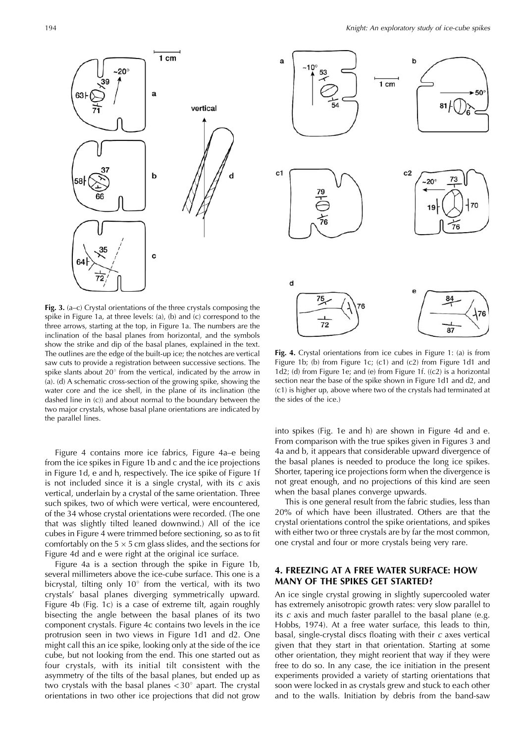**Fig. 3.** (a–c) Crystal orientations of the three crystals composing the spike in Figure 1a, at three levels: (a), (b) and (c) correspond to the three arrows, starting at the top, in Figure 1a. The numbers are the inclination of the basal planes from horizontal, and the symbols show the strike and dip of the basal planes, explained in the text. The outlines are the edge of the built-up ice; the notches are vertical saw cuts to provide a registration between successive sections. The spike slants about 20° from the vertical, indicated by the arrow in (a). (d) A schematic cross-section of the growing spike, showing the water core and the ice shell, in the plane of its inclination (the dashed line in (c)) and about normal to the boundary between the two major crystals, whose basal plane orientations are indicated by the parallel lines.

**Fig. 4.** Crystal orientations from ice cubes in Figure 1: (a) is from Figure 1b; (b) from Figure 1c; (c1) and (c2) from Figure 1d1 and 1d2; (d) from Figure 1e; and (e) from Figure 1f. ((c2) is a horizontal section near the base of the spike shown in Figure 1d1 and d2, and (c1) is higher up, above where two of the crystals had terminated at the sides of the ice.)

Figure 4 contains more ice fabrics, Figure 4a–e being from the ice spikes in Figure 1b and c and the ice projections in Figure 1d, e and h, respectively. The ice spike of Figure 1f is not included since it is a single crystal, with its *c* axis vertical, underlain by a crystal of the same orientation. Three such spikes, two of which were vertical, were encountered, of the 34 whose crystal orientations were recorded. (The one that was slightly tilted leaned downwind.) All of the ice cubes in Figure 4 were trimmed before sectioning, so as to fit comfortably on the 5 × 5 cm glass slides, and the sections for Figure 4d and e were right at the original ice surface.

Figure 4a is a section through the spike in Figure 1b, several millimeters above the ice-cube surface. This one is a bicrystal, tilting only 10° from the vertical, with its two crystals' basal planes diverging symmetrically upward. Figure 4b (Fig. 1c) is a case of extreme tilt, again roughly bisecting the angle between the basal planes of its two component crystals. Figure 4c contains two levels in the ice protrusion seen in two views in Figure 1d1 and d2. One might call this an ice spike, looking only at the side of the ice cube, but not looking from the end. This one started out as four crystals, with its initial tilt consistent with the asymmetry of the tilts of the basal planes, but ended up as two crystals with the basal planes <30° apart. The crystal orientations in two other ice projections that did not grow into spikes (Fig. 1e and h) are shown in Figure 4d and e. From comparison with the true spikes given in Figures 3 and 4a and b, it appears that considerable upward divergence of the basal planes is needed to produce the long ice spikes. Shorter, tapering ice projections form when the divergence is not great enough, and no projections of this kind are seen when the basal planes converge upwards.

This is one general result from the fabric studies, less than 20% of which have been illustrated. Others are that the crystal orientations control the spike orientations, and spikes with either two or three crystals are by far the most common, one crystal and four or more crystals being very rare.

## 4. FREEZING AT A FREE WATER SURFACE: HOW MANY OF THE SPIKES GET STARTED?

An ice single crystal growing in slightly supercooled water has extremely anisotropic growth rates: very slow parallel to its *c* axis and much faster parallel to the basal plane (e.g. Hobbs, 1974). At a free water surface, this leads to thin, basal, single-crystal discs floating with their *c* axes vertical given that they start in that orientation. Starting at some other orientation, they might reorient that way if they were free to do so. In any case, the ice initiation in the present experiments provided a variety of starting orientations that soon were locked in as crystals grew and stuck to each other and to the walls. Initiation by debris from the band-saw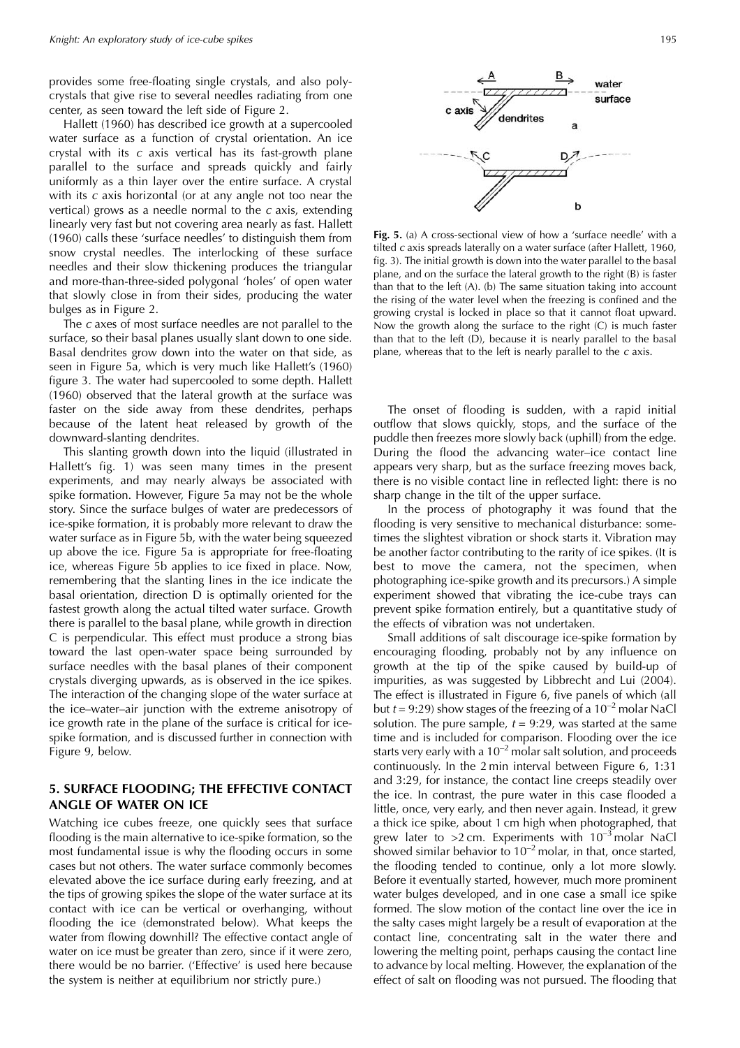provides some free-floating single crystals, and also polycrystals that give rise to several needles radiating from one center, as seen toward the left side of Figure 2.

Hallett (1960) has described ice growth at a supercooled water surface as a function of crystal orientation. An ice crystal with its *c* axis vertical has its fast-growth plane parallel to the surface and spreads quickly and fairly uniformly as a thin layer over the entire surface. A crystal with its *c* axis horizontal (or at any angle not too near the vertical) grows as a needle normal to the *c* axis, extending linearly very fast but not covering area nearly as fast. Hallett (1960) calls these 'surface needles' to distinguish them from snow crystal needles. The interlocking of these surface needles and their slow thickening produces the triangular and more-than-three-sided polygonal 'holes' of open water that slowly close in from their sides, producing the water bulges as in Figure 2.

The *c* axes of most surface needles are not parallel to the surface, so their basal planes usually slant down to one side. Basal dendrites grow down into the water on that side, as seen in Figure 5a, which is very much like Hallett's (1960) figure 3. The water had supercooled to some depth. Hallett (1960) observed that the lateral growth at the surface was faster on the side away from these dendrites, perhaps because of the latent heat released by growth of the downward-slanting dendrites.

This slanting growth down into the liquid (illustrated in Hallett's fig. 1) was seen many times in the present experiments, and may nearly always be associated with spike formation. However, Figure 5a may not be the whole story. Since the surface bulges of water are predecessors of ice-spike formation, it is probably more relevant to draw the water surface as in Figure 5b, with the water being squeezed up above the ice. Figure 5a is appropriate for free-floating ice, whereas Figure 5b applies to ice fixed in place. Now, remembering that the slanting lines in the ice indicate the basal orientation, direction D is optimally oriented for the fastest growth along the actual tilted water surface. Growth there is parallel to the basal plane, while growth in direction C is perpendicular. This effect must produce a strong bias toward the last open-water space being surrounded by surface needles with the basal planes of their component crystals diverging upwards, as is observed in the ice spikes. The interaction of the changing slope of the water surface at the ice–water–air junction with the extreme anisotropy of ice growth rate in the plane of the surface is critical for ice-spike formation, and is discussed further in connection with Figure 9, below.

**Fig. 5.** (a) A cross-sectional view of how a 'surface needle' with a tilted *c* axis spreads laterally on a water surface (after Hallett, 1960, fig. 3). The initial growth is down into the water parallel to the basal plane, and on the surface the lateral growth to the right (B) is faster than that to the left (A). (b) The same situation taking into account the rising of the water level when the freezing is confined and the growing crystal is locked in place so that it cannot float upward. Now the growth along the surface to the right (C) is much faster than that to the left (D), because it is nearly parallel to the basal plane, whereas that to the left is nearly parallel to the *c* axis.

## 5. SURFACE FLOODING; THE EFFECTIVE CONTACT ANGLE OF WATER ON ICE

Watching ice cubes freeze, one quickly sees that surface flooding is the main alternative to ice-spike formation, so the most fundamental issue is why the flooding occurs in some cases but not others. The water surface commonly becomes elevated above the ice surface during early freezing, and at the tips of growing spikes the slope of the water surface at its contact with ice can be vertical or overhanging, without flooding the ice (demonstrated below). What keeps the water from flowing downhill? The effective contact angle of water on ice must be greater than zero, since if it were zero, there would be no barrier. ('Effective' is used here because the system is neither at equilibrium nor strictly pure.)

The onset of flooding is sudden, with a rapid initial outflow that slows quickly, stops, and the surface of the puddle then freezes more slowly back (uphill) from the edge. During the flood the advancing water–ice contact line appears very sharp, but as the surface freezing moves back, there is no visible contact line in reflected light: there is no sharp change in the tilt of the upper surface.

In the process of photography it was found that the flooding is very sensitive to mechanical disturbance: sometimes the slightest vibration or shock starts it. Vibration may be another factor contributing to the rarity of ice spikes. (It is best to move the camera, not the specimen, when photographing ice-spike growth and its precursors.) A simple experiment showed that vibrating the ice-cube trays can prevent spike formation entirely, but a quantitative study of the effects of vibration was not undertaken.

Small additions of salt discourage ice-spike formation by encouraging flooding, probably not by any influence on growth at the tip of the spike caused by build-up of impurities, as was suggested by Libbrecht and Lui (2004). The effect is illustrated in Figure 6, five panels of which (all but $t = 9{:}29$) show stages of the freezing of a $10^{-2}$ molar NaCl solution. The pure sample, $t = 9{:}29$, was started at the same time and is included for comparison. Flooding over the ice starts very early with a $10^{-2}$ molar salt solution, and proceeds continuously. In the 2 min interval between Figure 6, 1:31 and 3:29, for instance, the contact line creeps steadily over the ice. In contrast, the pure water in this case flooded a little, once, very early, and then never again. Instead, it grew a thick ice spike, about 1 cm high when photographed, that grew later to >2 cm. Experiments with $10^{-3}$ molar NaCl showed similar behavior to $10^{-2}$ molar, in that, once started, the flooding tended to continue, only a lot more slowly. Before it eventually started, however, much more prominent water bulges developed, and in one case a small ice spike formed. The slow motion of the contact line over the ice in the salty cases might largely be a result of evaporation at the contact line, concentrating salt in the water there and lowering the melting point, perhaps causing the contact line to advance by local melting. However, the explanation of the effect of salt on flooding was not pursued. The flooding that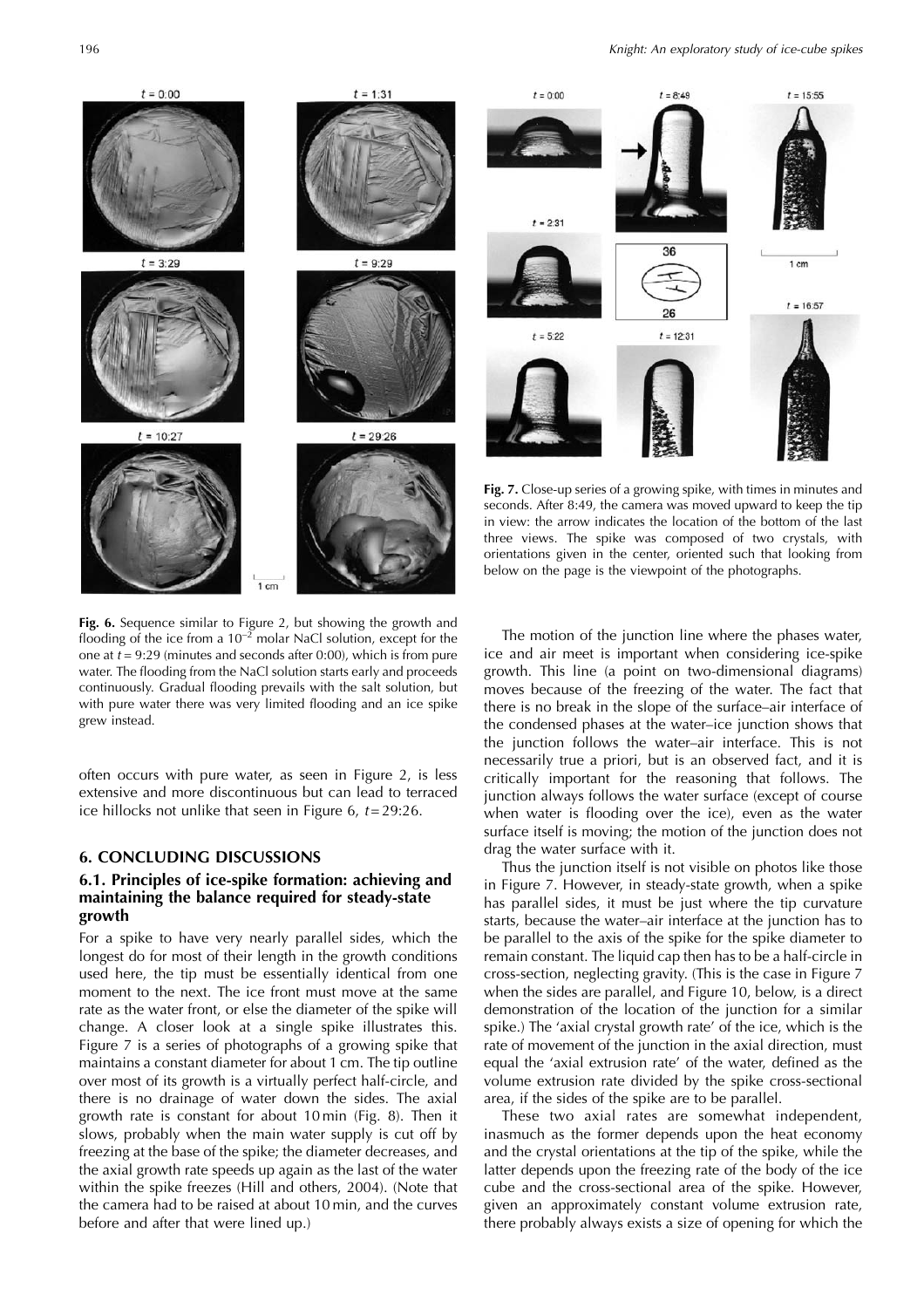Fig. 6. Sequence similar to Figure 2, but showing the growth and flooding of the ice from a $10^{-2}$ molar NaCl solution, except for the one at $t = 9{:}29$ (minutes and seconds after 0:00), which is from pure water. The flooding from the NaCl solution starts early and proceeds continuously. Gradual flooding prevails with the salt solution, but with pure water there was very limited flooding and an ice spike grew instead.

Fig. 7. Close-up series of a growing spike, with times in minutes and seconds. After 8:49, the camera was moved upward to keep the tip in view: the arrow indicates the location of the bottom of the last three views. The spike was composed of two crystals, with orientations given in the center, oriented such that looking from below on the page is the viewpoint of the photographs.

often occurs with pure water, as seen in Figure 2, is less extensive and more discontinuous but can lead to terraced ice hillocks not unlike that seen in Figure 6, $t = 29{:}26$.

## 6. CONCLUDING DISCUSSIONS

### 6.1. Principles of ice-spike formation: achieving and maintaining the balance required for steady-state growth

For a spike to have very nearly parallel sides, which the longest do for most of their length in the growth conditions used here, the tip must be essentially identical from one moment to the next. The ice front must move at the same rate as the water front, or else the diameter of the spike will change. A closer look at a single spike illustrates this. Figure 7 is a series of photographs of a growing spike that maintains a constant diameter for about 1 cm. The tip outline over most of its growth is a virtually perfect half-circle, and there is no drainage of water down the sides. The axial growth rate is constant for about 10 min (Fig. 8). Then it slows, probably when the main water supply is cut off by freezing at the base of the spike; the diameter decreases, and the axial growth rate speeds up again as the last of the water within the spike freezes (Hill and others, 2004). (Note that the camera had to be raised at about 10 min, and the curves before and after that were lined up.)

The motion of the junction line where the phases water, ice and air meet is important when considering ice-spike growth. This line (a point on two-dimensional diagrams) moves because of the freezing of the water. The fact that there is no break in the slope of the surface–air interface of the condensed phases at the water–ice junction shows that the junction follows the water–air interface. This is not necessarily true a priori, but is an observed fact, and it is critically important for the reasoning that follows. The junction always follows the water surface (except of course when water is flooding over the ice), even as the water surface itself is moving; the motion of the junction does not drag the water surface with it.

Thus the junction itself is not visible on photos like those in Figure 7. However, in steady-state growth, when a spike has parallel sides, it must be just where the tip curvature starts, because the water–air interface at the junction has to be parallel to the axis of the spike for the spike diameter to remain constant. The liquid cap then has to be a half-circle in cross-section, neglecting gravity. (This is the case in Figure 7 when the sides are parallel, and Figure 10, below, is a direct demonstration of the location of the junction for a similar spike.) The 'axial crystal growth rate' of the ice, which is the rate of movement of the junction in the axial direction, must equal the 'axial extrusion rate' of the water, defined as the volume extrusion rate divided by the spike cross-sectional area, if the sides of the spike are to be parallel.

These two axial rates are somewhat independent, inasmuch as the former depends upon the heat economy and the crystal orientations at the tip of the spike, while the latter depends upon the freezing rate of the body of the ice cube and the cross-sectional area of the spike. However, given an approximately constant volume extrusion rate, there probably always exists a size of opening for which the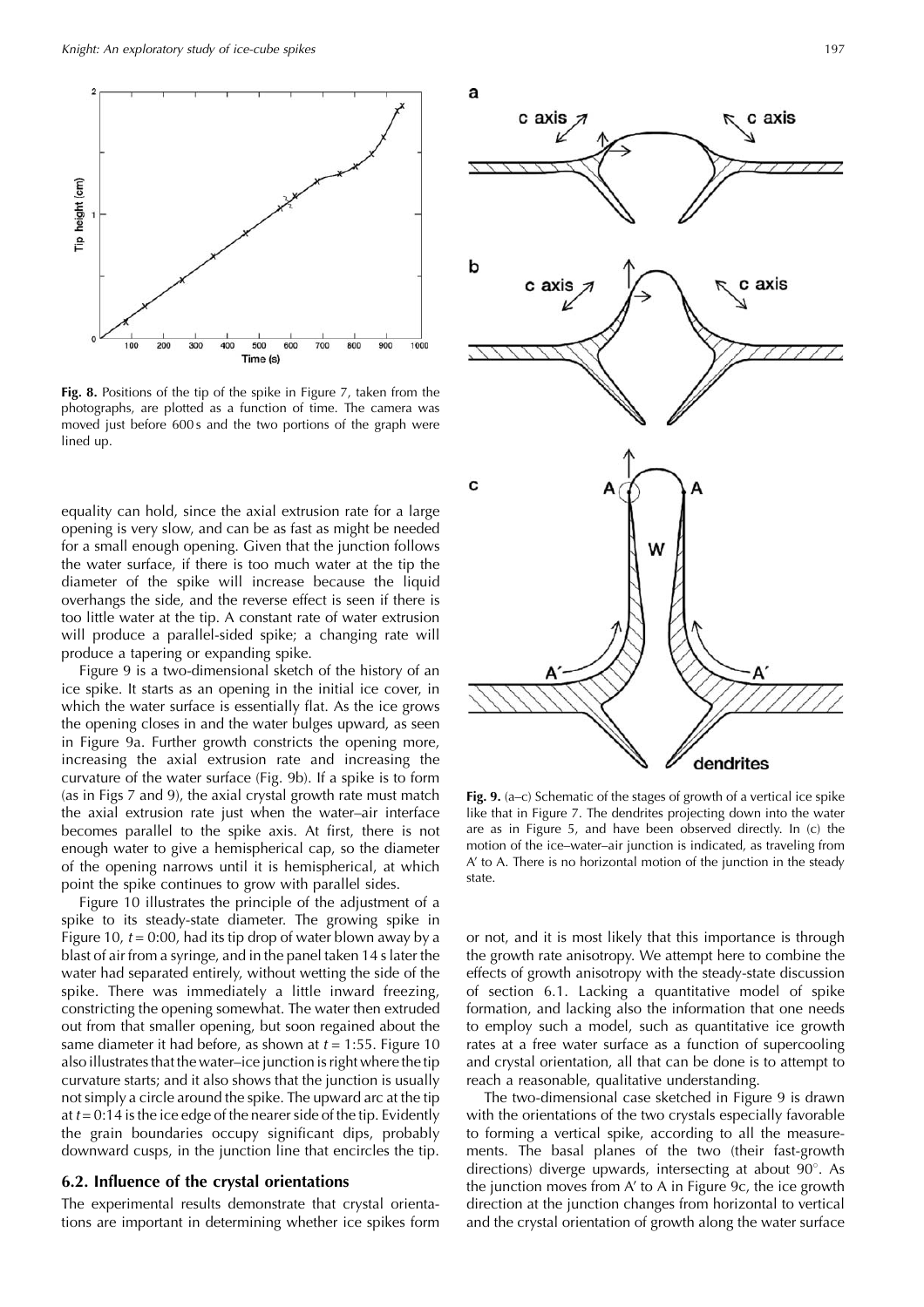**Fig. 8.** Positions of the tip of the spike in Figure 7, taken from the photographs, are plotted as a function of time. The camera was moved just before 600 s and the two portions of the graph were lined up.

equality can hold, since the axial extrusion rate for a large opening is very slow, and can be as fast as might be needed for a small enough opening. Given that the junction follows the water surface, if there is too much water at the tip the diameter of the spike will increase because the liquid overhangs the side, and the reverse effect is seen if there is too little water at the tip. A constant rate of water extrusion will produce a parallel-sided spike; a changing rate will produce a tapering or expanding spike.

Figure 9 is a two-dimensional sketch of the history of an ice spike. It starts as an opening in the initial ice cover, in which the water surface is essentially flat. As the ice grows the opening closes in and the water bulges upward, as seen in Figure 9a. Further growth constricts the opening more, increasing the axial extrusion rate and increasing the curvature of the water surface (Fig. 9b). If a spike is to form (as in Figs 7 and 9), the axial crystal growth rate must match the axial extrusion rate just when the water–air interface becomes parallel to the spike axis. At first, there is not enough water to give a hemispherical cap, so the diameter of the opening narrows until it is hemispherical, at which point the spike continues to grow with parallel sides.

Figure 10 illustrates the principle of the adjustment of a spike to its steady-state diameter. The growing spike in Figure 10, $t = 0{:}00$, had its tip drop of water blown away by a blast of air from a syringe, and in the panel taken 14 s later the water had separated entirely, without wetting the side of the spike. There was immediately a little inward freezing, constricting the opening somewhat. The water then extruded out from that smaller opening, but soon regained about the same diameter it had before, as shown at $t = 1{:}55$. Figure 10 also illustrates that the water–ice junction is right where the tip curvature starts; and it also shows that the junction is usually not simply a circle around the spike. The upward arc at the tip at $t = 0{:}14$ is the ice edge of the nearer side of the tip. Evidently the grain boundaries occupy significant dips, probably downward cusps, in the junction line that encircles the tip.

**Fig. 9.** (a–c) Schematic of the stages of growth of a vertical ice spike like that in Figure 7. The dendrites projecting down into the water are as in Figure 5, and have been observed directly. In (c) the motion of the ice–water–air junction is indicated, as traveling from A′ to A. There is no horizontal motion of the junction in the steady state.

## 6.2. Influence of the crystal orientations

The experimental results demonstrate that crystal orientations are important in determining whether ice spikes form or not, and it is most likely that this importance is through the growth rate anisotropy. We attempt here to combine the effects of growth anisotropy with the steady-state discussion of section 6.1. Lacking a quantitative model of spike formation, and lacking also the information that one needs to employ such a model, such as quantitative ice growth rates at a free water surface as a function of supercooling and crystal orientation, all that can be done is to attempt to reach a reasonable, qualitative understanding.

The two-dimensional case sketched in Figure 9 is drawn with the orientations of the two crystals especially favorable to forming a vertical spike, according to all the measurements. The basal planes of the two (their fast-growth directions) diverge upwards, intersecting at about 90°. As the junction moves from A′ to A in Figure 9c, the ice growth direction at the junction changes from horizontal to vertical and the crystal orientation of growth along the water surface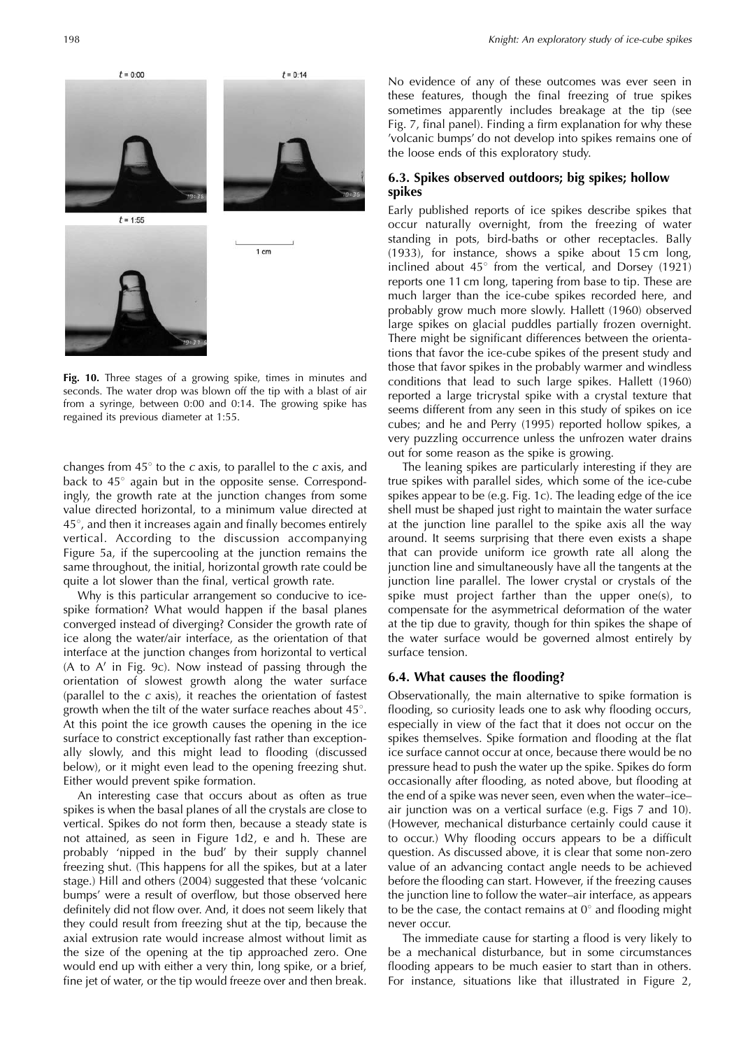**Fig. 10.** Three stages of a growing spike, times in minutes and seconds. The water drop was blown off the tip with a blast of air from a syringe, between 0:00 and 0:14. The growing spike has regained its previous diameter at 1:55.

changes from 45° to the *c* axis, to parallel to the *c* axis, and back to 45° again but in the opposite sense. Correspondingly, the growth rate at the junction changes from some value directed horizontal, to a minimum value directed at 45°, and then it increases again and finally becomes entirely vertical. According to the discussion accompanying Figure 5a, if the supercooling at the junction remains the same throughout, the initial, horizontal growth rate could be quite a lot slower than the final, vertical growth rate.

Why is this particular arrangement so conducive to ice-spike formation? What would happen if the basal planes converged instead of diverging? Consider the growth rate of ice along the water/air interface, as the orientation of that interface at the junction changes from horizontal to vertical (A to A′ in Fig. 9c). Now instead of passing through the orientation of slowest growth along the water surface (parallel to the *c* axis), it reaches the orientation of fastest growth when the tilt of the water surface reaches about 45°. At this point the ice growth causes the opening in the ice surface to constrict exceptionally fast rather than exceptionally slowly, and this might lead to flooding (discussed below), or it might even lead to the opening freezing shut. Either would prevent spike formation.

An interesting case that occurs about as often as true spikes is when the basal planes of all the crystals are close to vertical. Spikes do not form then, because a steady state is not attained, as seen in Figure 1d2, e and h. These are probably 'nipped in the bud' by their supply channel freezing shut. (This happens for all the spikes, but at a later stage.) Hill and others (2004) suggested that these 'volcanic bumps' were a result of overflow, but those observed here definitely did not flow over. And, it does not seem likely that they could result from freezing shut at the tip, because the axial extrusion rate would increase almost without limit as the size of the opening at the tip approached zero. One would end up with either a very thin, long spike, or a brief, fine jet of water, or the tip would freeze over and then break. No evidence of any of these outcomes was ever seen in these features, though the final freezing of true spikes sometimes apparently includes breakage at the tip (see Fig. 7, final panel). Finding a firm explanation for why these 'volcanic bumps' do not develop into spikes remains one of the loose ends of this exploratory study.

### 6.3. Spikes observed outdoors; big spikes; hollow spikes

Early published reports of ice spikes describe spikes that occur naturally overnight, from the freezing of water standing in pots, bird-baths or other receptacles. Bally (1933), for instance, shows a spike about 15 cm long, inclined about 45° from the vertical, and Dorsey (1921) reports one 11 cm long, tapering from base to tip. These are much larger than the ice-cube spikes recorded here, and probably grow much more slowly. Hallett (1960) observed large spikes on glacial puddles partially frozen overnight. There might be significant differences between the orientations that favor the ice-cube spikes of the present study and those that favor spikes in the probably warmer and windless conditions that lead to such large spikes. Hallett (1960) reported a large tricrystal spike with a crystal texture that seems different from any seen in this study of spikes on ice cubes; and he and Perry (1995) reported hollow spikes, a very puzzling occurrence unless the unfrozen water drains out for some reason as the spike is growing.

The leaning spikes are particularly interesting if they are true spikes with parallel sides, which some of the ice-cube spikes appear to be (e.g. Fig. 1c). The leading edge of the ice shell must be shaped just right to maintain the water surface at the junction line parallel to the spike axis all the way around. It seems surprising that there even exists a shape that can provide uniform ice growth rate all along the junction line and simultaneously have all the tangents at the junction line parallel. The lower crystal or crystals of the spike must project farther than the upper one(s), to compensate for the asymmetrical deformation of the water at the tip due to gravity, though for thin spikes the shape of the water surface would be governed almost entirely by surface tension.

### 6.4. What causes the flooding?

Observationally, the main alternative to spike formation is flooding, so curiosity leads one to ask why flooding occurs, especially in view of the fact that it does not occur on the spikes themselves. Spike formation and flooding at the flat ice surface cannot occur at once, because there would be no pressure head to push the water up the spike. Spikes do form occasionally after flooding, as noted above, but flooding at the end of a spike was never seen, even when the water–ice–air junction was on a vertical surface (e.g. Figs 7 and 10). (However, mechanical disturbance certainly could cause it to occur.) Why flooding occurs appears to be a difficult question. As discussed above, it is clear that some non-zero value of an advancing contact angle needs to be achieved before the flooding can start. However, if the freezing causes the junction line to follow the water–air interface, as appears to be the case, the contact remains at 0° and flooding might never occur.

The immediate cause for starting a flood is very likely to be a mechanical disturbance, but in some circumstances flooding appears to be much easier to start than in others. For instance, situations like that illustrated in Figure 2,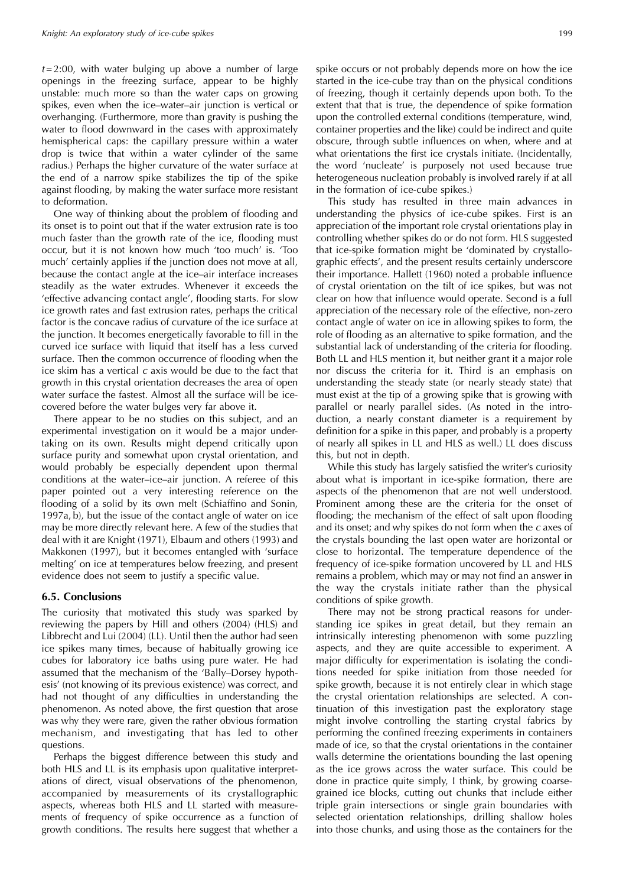$t = 2{:}00$, with water bulging up above a number of large openings in the freezing surface, appear to be highly unstable: much more so than the water caps on growing spikes, even when the ice–water–air junction is vertical or overhanging. (Furthermore, more than gravity is pushing the water to flood downward in the cases with approximately hemispherical caps: the capillary pressure within a water drop is twice that within a water cylinder of the same radius.) Perhaps the higher curvature of the water surface at the end of a narrow spike stabilizes the tip of the spike against flooding, by making the water surface more resistant to deformation.

One way of thinking about the problem of flooding and its onset is to point out that if the water extrusion rate is too much faster than the growth rate of the ice, flooding must occur, but it is not known how much 'too much' is. 'Too much' certainly applies if the junction does not move at all, because the contact angle at the ice–air interface increases steadily as the water extrudes. Whenever it exceeds the 'effective advancing contact angle', flooding starts. For slow ice growth rates and fast extrusion rates, perhaps the critical factor is the concave radius of curvature of the ice surface at the junction. It becomes energetically favorable to fill in the curved ice surface with liquid that itself has a less curved surface. Then the common occurrence of flooding when the ice skim has a vertical $c$ axis would be due to the fact that growth in this crystal orientation decreases the area of open water surface the fastest. Almost all the surface will be ice-covered before the water bulges very far above it.

There appear to be no studies on this subject, and an experimental investigation on it would be a major undertaking on its own. Results might depend critically upon surface purity and somewhat upon crystal orientation, and would probably be especially dependent upon thermal conditions at the water–ice–air junction. A referee of this paper pointed out a very interesting reference on the flooding of a solid by its own melt (Schiaffino and Sonin, 1997a, b), but the issue of the contact angle of water on ice may be more directly relevant here. A few of the studies that deal with it are Knight (1971), Elbaum and others (1993) and Makkonen (1997), but it becomes entangled with 'surface melting' on ice at temperatures below freezing, and present evidence does not seem to justify a specific value.

## 6.5. Conclusions

The curiosity that motivated this study was sparked by reviewing the papers by Hill and others (2004) (HLS) and Libbrecht and Lui (2004) (LL). Until then the author had seen ice spikes many times, because of habitually growing ice cubes for laboratory ice baths using pure water. He had assumed that the mechanism of the 'Bally–Dorsey hypothesis' (not knowing of its previous existence) was correct, and had not thought of any difficulties in understanding the phenomenon. As noted above, the first question that arose was why they were rare, given the rather obvious formation mechanism, and investigating that has led to other questions.

Perhaps the biggest difference between this study and both HLS and LL is its emphasis upon qualitative interpretations of direct, visual observations of the phenomenon, accompanied by measurements of its crystallographic aspects, whereas both HLS and LL started with measurements of frequency of spike occurrence as a function of growth conditions. The results here suggest that whether a spike occurs or not probably depends more on how the ice started in the ice-cube tray than on the physical conditions of freezing, though it certainly depends upon both. To the extent that that is true, the dependence of spike formation upon the controlled external conditions (temperature, wind, container properties and the like) could be indirect and quite obscure, through subtle influences on when, where and at what orientations the first ice crystals initiate. (Incidentally, the word 'nucleate' is purposely not used because true heterogeneous nucleation probably is involved rarely if at all in the formation of ice-cube spikes.)

This study has resulted in three main advances in understanding the physics of ice-cube spikes. First is an appreciation of the important role crystal orientations play in controlling whether spikes do or do not form. HLS suggested that ice-spike formation might be 'dominated by crystallographic effects', and the present results certainly underscore their importance. Hallett (1960) noted a probable influence of crystal orientation on the tilt of ice spikes, but was not clear on how that influence would operate. Second is a full appreciation of the necessary role of the effective, non-zero contact angle of water on ice in allowing spikes to form, the role of flooding as an alternative to spike formation, and the substantial lack of understanding of the criteria for flooding. Both LL and HLS mention it, but neither grant it a major role nor discuss the criteria for it. Third is an emphasis on understanding the steady state (or nearly steady state) that must exist at the tip of a growing spike that is growing with parallel or nearly parallel sides. (As noted in the introduction, a nearly constant diameter is a requirement by definition for a spike in this paper, and probably is a property of nearly all spikes in LL and HLS as well.) LL does discuss this, but not in depth.

While this study has largely satisfied the writer's curiosity about what is important in ice-spike formation, there are aspects of the phenomenon that are not well understood. Prominent among these are the criteria for the onset of flooding; the mechanism of the effect of salt upon flooding and its onset; and why spikes do not form when the $c$ axes of the crystals bounding the last open water are horizontal or close to horizontal. The temperature dependence of the frequency of ice-spike formation uncovered by LL and HLS remains a problem, which may or may not find an answer in the way the crystals initiate rather than the physical conditions of spike growth.

There may not be strong practical reasons for understanding ice spikes in great detail, but they remain an intrinsically interesting phenomenon with some puzzling aspects, and they are quite accessible to experiment. A major difficulty for experimentation is isolating the conditions needed for spike initiation from those needed for spike growth, because it is not entirely clear in which stage the crystal orientation relationships are selected. A continuation of this investigation past the exploratory stage might involve controlling the starting crystal fabrics by performing the confined freezing experiments in containers made of ice, so that the crystal orientations in the container walls determine the orientations bounding the last opening as the ice grows across the water surface. This could be done in practice quite simply, I think, by growing coarse-grained ice blocks, cutting out chunks that include either triple grain intersections or single grain boundaries with selected orientation relationships, drilling shallow holes into those chunks, and using those as the containers for the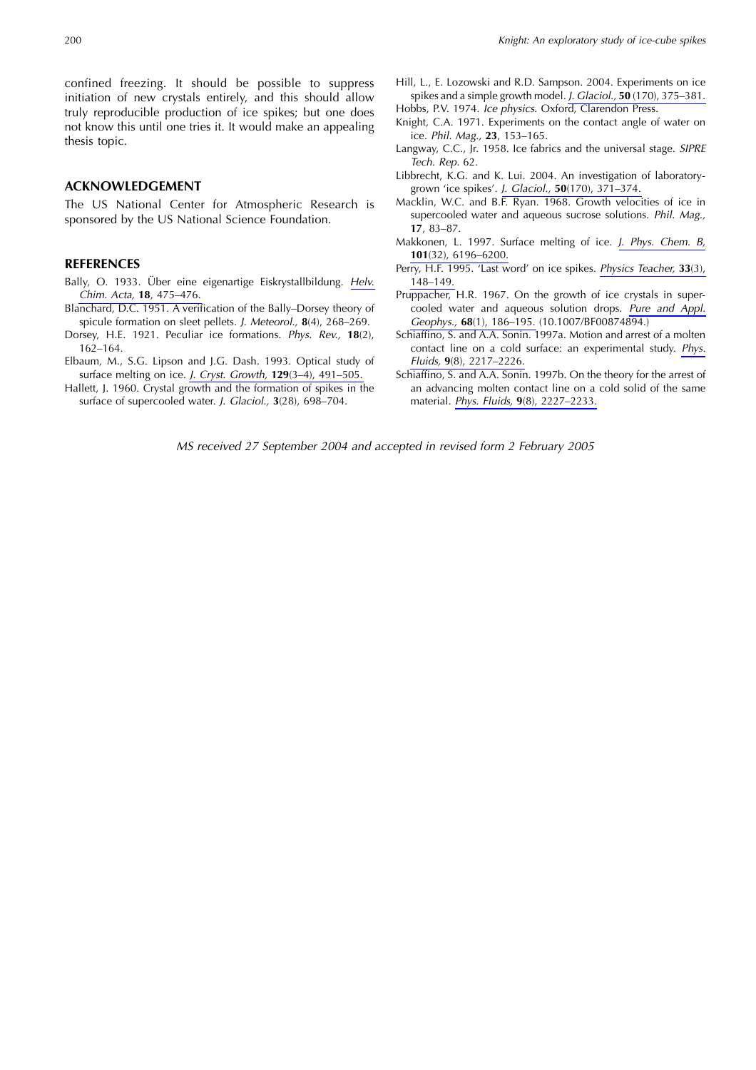confined freezing. It should be possible to suppress initiation of new crystals entirely, and this should allow truly reproducible production of ice spikes; but one does not know this until one tries it. It would make an appealing thesis topic.

## ACKNOWLEDGEMENT

The US National Center for Atmospheric Research is sponsored by the US National Science Foundation.

## REFERENCES

Bally, O. 1933. Über eine eigenartige Eiskrystallbildung. *Helv. Chim. Acta,* **18**, 475–476.

Blanchard, D.C. 1951. A verification of the Bally–Dorsey theory of spicule formation on sleet pellets. *J. Meteorol.,* **8**(4), 268–269.

Dorsey, H.E. 1921. Peculiar ice formations. *Phys. Rev.,* **18**(2), 162–164.

Elbaum, M., S.G. Lipson and J.G. Dash. 1993. Optical study of surface melting on ice. *J. Cryst. Growth,* **129**(3–4), 491–505.

Hallett, J. 1960. Crystal growth and the formation of spikes in the surface of supercooled water. *J. Glaciol.,* **3**(28), 698–704.

Hill, L., E. Lozowski and R.D. Sampson. 2004. Experiments on ice spikes and a simple growth model. *J. Glaciol.,* **50** (170), 375–381.

Hobbs, P.V. 1974. *Ice physics.* Oxford, Clarendon Press.

Knight, C.A. 1971. Experiments on the contact angle of water on ice. *Phil. Mag.,* **23**, 153–165.

Langway, C.C., Jr. 1958. Ice fabrics and the universal stage. *SIPRE Tech. Rep.* 62.

Libbrecht, K.G. and K. Lui. 2004. An investigation of laboratory-grown 'ice spikes'. *J. Glaciol.,* **50**(170), 371–374.

Macklin, W.C. and B.F. Ryan. 1968. Growth velocities of ice in supercooled water and aqueous sucrose solutions. *Phil. Mag.,* **17**, 83–87.

Makkonen, L. 1997. Surface melting of ice. *J. Phys. Chem. B,* **101**(32), 6196–6200.

Perry, H.F. 1995. 'Last word' on ice spikes. *Physics Teacher,* **33**(3), 148–149.

Pruppacher, H.R. 1967. On the growth of ice crystals in supercooled water and aqueous solution drops. *Pure and Appl. Geophys.,* **68**(1), 186–195. (10.1007/BF00874894.)

Schiaffino, S. and A.A. Sonin. 1997a. Motion and arrest of a molten contact line on a cold surface: an experimental study. *Phys. Fluids,* **9**(8), 2217–2226.

Schiaffino, S. and A.A. Sonin. 1997b. On the theory for the arrest of an advancing molten contact line on a cold solid of the same material. *Phys. Fluids,* **9**(8), 2227–2233.

*MS received 27 September 2004 and accepted in revised form 2 February 2005*